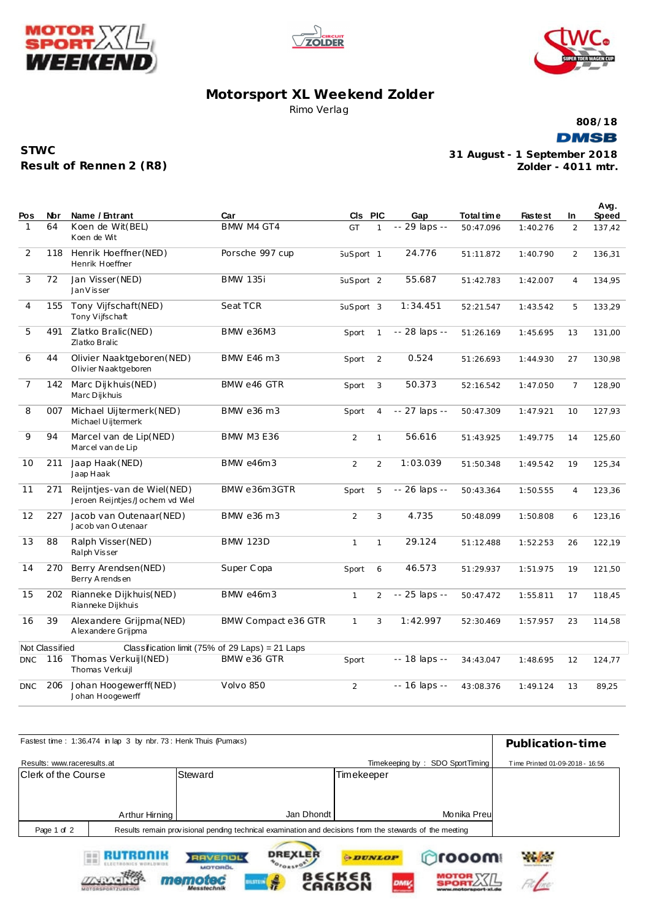# Motorsport XL Weekend Zolder

Rimo Verlag

808/18

DMSB

**STWC**

**Result of Rennen 2 (R8)**

**31 August - 1 September 2018**

**Zolder - 4011 mtr.**

| Pos | Nbr | Name / Entrant | Car | Cls | PIC | Gap | Total time | Fastest | In | Avg. Speed |
|---|---|---|---|---|---|---|---|---|---|---|
| 1 | 64 | Koen de Wit(BEL)<br>Koen de Wit | BMW M4 GT4 | GT | 1 | -- 29 laps -- | 50:47.096 | 1:40.276 | 2 | 137,42 |
| 2 | 118 | Henrik Hoeffner(NED)<br>Henrik Hoeffner | Porsche 997 cup | SuSport | 1 | 24.776 | 51:11.872 | 1:40.790 | 2 | 136,31 |
| 3 | 72 | Jan Visser(NED)<br>Jan Visser | BMW 135i | SuSport | 2 | 55.687 | 51:42.783 | 1:42.007 | 4 | 134,95 |
| 4 | 155 | Tony Vijfschaft(NED)<br>Tony Vijfschaft | Seat TCR | SuSport | 3 | 1:34.451 | 52:21.547 | 1:43.542 | 5 | 133,29 |
| 5 | 491 | Zlatko Bralic(NED)<br>Zlatko Bralic | BMW e36M3 | Sport | 1 | -- 28 laps -- | 51:26.169 | 1:45.695 | 13 | 131,00 |
| 6 | 44 | Olivier Naaktgeboren(NED)<br>Olivier Naaktgeboren | BMW E46 m3 | Sport | 2 | 0.524 | 51:26.693 | 1:44.930 | 27 | 130,98 |
| 7 | 142 | Marc Dijkhuis(NED)<br>Marc Dijkhuis | BMW e46 GTR | Sport | 3 | 50.373 | 52:16.542 | 1:47.050 | 7 | 128,90 |
| 8 | 007 | Michael Uijtermerk(NED)<br>Michael Uijtermerk | BMW e36 m3 | Sport | 4 | -- 27 laps -- | 50:47.309 | 1:47.921 | 10 | 127,93 |
| 9 | 94 | Marcel van de Lip(NED)<br>Marcel van de Lip | BMW M3 E36 | 2 | 1 | 56.616 | 51:43.925 | 1:49.775 | 14 | 125,60 |
| 10 | 211 | Jaap Haak(NED)<br>Jaap Haak | BMW e46m3 | 2 | 2 | 1:03.039 | 51:50.348 | 1:49.542 | 19 | 125,34 |
| 11 | 271 | Reijntjes-van de Wiel(NED)<br>Jeroen Reijntjes/Jochem vd Wiel | BMW e36m3GTR | Sport | 5 | -- 26 laps -- | 50:43.364 | 1:50.555 | 4 | 123,36 |
| 12 | 227 | Jacob van Outenaar(NED)<br>Jacob van Outenaar | BMW e36 m3 | 2 | 3 | 4.735 | 50:48.099 | 1:50.808 | 6 | 123,16 |
| 13 | 88 | Ralph Visser(NED)<br>Ralph Visser | BMW 123D | 1 | 1 | 29.124 | 51:12.488 | 1:52.253 | 26 | 122,19 |
| 14 | 270 | Berry Arendsen(NED)<br>Berry Arendsen | Super Copa | Sport | 6 | 46.573 | 51:29.937 | 1:51.975 | 19 | 121,50 |
| 15 | 202 | Rianneke Dijkhuis(NED)<br>Rianneke Dijkhuis | BMW e46m3 | 1 | 2 | -- 25 laps -- | 50:47.472 | 1:55.811 | 17 | 118,45 |
| 16 | 39 | Alexandere Grijpma(NED)<br>Alexandere Grijpma | BMW Compact e36 GTR | 1 | 3 | 1:42.997 | 52:30.469 | 1:57.957 | 23 | 114,58 |
| Not Classified | | Classification limit (75% of 29 Laps) = 21 Laps | | | | | | | | |
| DNC | 116 | Thomas Verkuijl(NED)<br>Thomas Verkuijl | BMW e36 GTR | Sport | | -- 18 laps -- | 34:43.047 | 1:48.695 | 12 | 124,77 |
| DNC | 206 | Johan Hoogewerff(NED)<br>Johan Hoogewerff | Volvo 850 | 2 | | -- 16 laps -- | 43:08.376 | 1:49.124 | 13 | 89,25 |

Fastest time : 1:36.474 in lap 3 by nbr. 73 : Henk Thuis (Pumaxs)

Results: www.raceresults.at

Timekeeping by : SDO SportTiming

**Publication-time**

Time Printed 01-09-2018 - 16:56

| Clerk of the Course | Steward | Timekeeper |
|---|---|---|
| Arthur Hirning | Jan Dhondt | Monika Preu |

Results remain provisional pending technical examination and decisions from the stewards of the meeting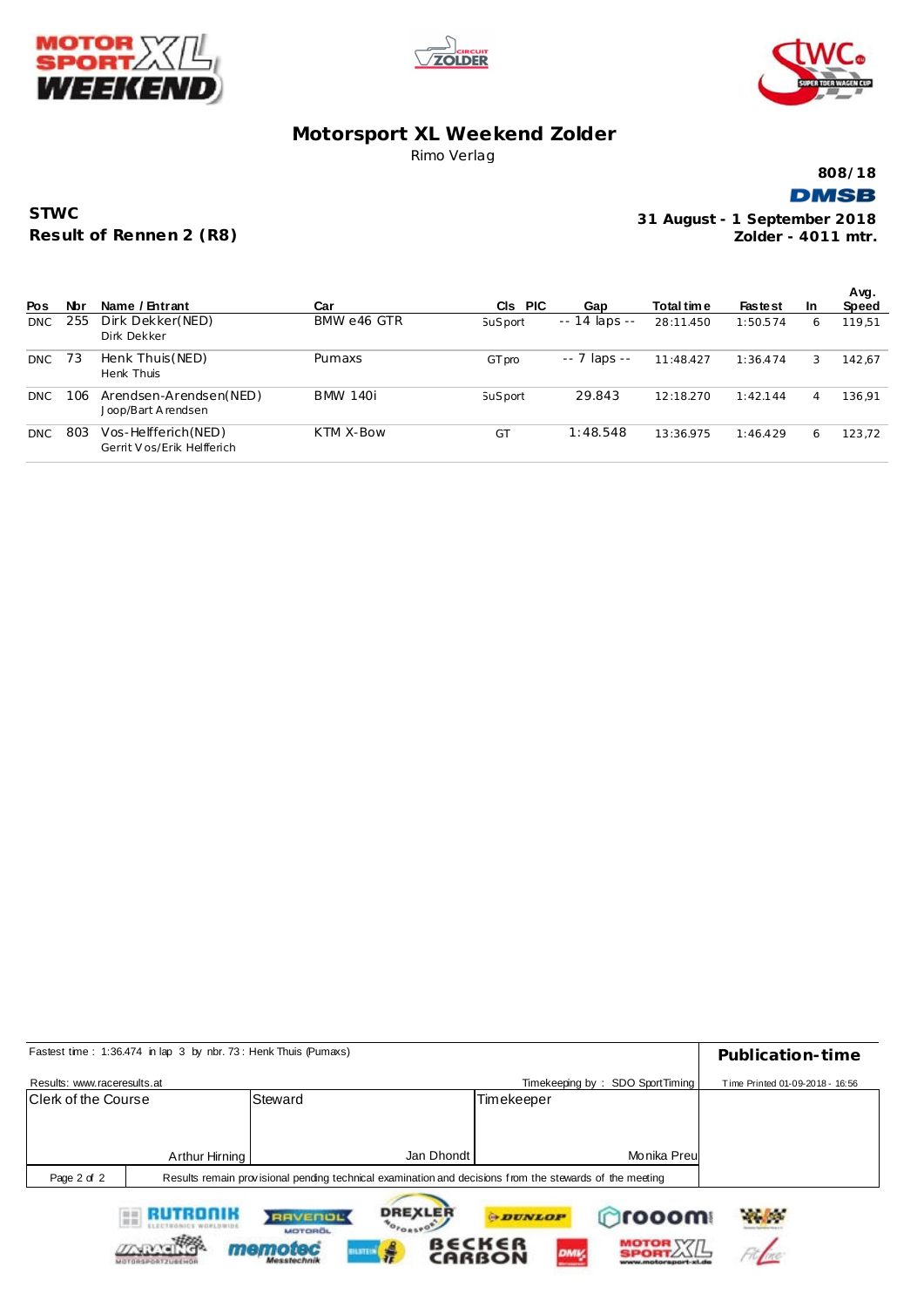# Motorsport XL Weekend Zolder

Rimo Verlag

808/18

DMSB

**STWC**
**Result of Rennen 2 (R8)**

**31 August - 1 September 2018**
**Zolder - 4011 mtr.**

| Pos | Nbr | Name / Entrant | Car | Cls | PIC | Gap | Total time | Fastest | In | Avg. Speed |
|---|---|---|---|---|---|---|---|---|---|---|
| DNC | 255 | Dirk Dekker(NED)<br>Dirk Dekker | BMW e46 GTR | SuSport | | -- 14 laps -- | 28:11.450 | 1:50.574 | 6 | 119,51 |
| DNC | 73 | Henk Thuis(NED)<br>Henk Thuis | Pumaxs | GTpro | | -- 7 laps -- | 11:48.427 | 1:36.474 | 3 | 142,67 |
| DNC | 106 | Arendsen-Arendsen(NED)<br>Joop/Bart Arendsen | BMW 140i | SuSport | | 29.843 | 12:18.270 | 1:42.144 | 4 | 136,91 |
| DNC | 803 | Vos-Helfferich(NED)<br>Gerrit Vos/Erik Helfferich | KTM X-Bow | GT | | 1:48.548 | 13:36.975 | 1:46.429 | 6 | 123,72 |

Fastest time : 1:36.474 in lap 3 by nbr. 73 : Henk Thuis (Pumaxs)

Results: www.raceresults.at

Timekeeping by : SDO SportTiming

**Publication-time**

Time Printed 01-09-2018 - 16:56

| Clerk of the Course | Steward | Timekeeper |
|---|---|---|
| Arthur Hirning | Jan Dhondt | Monika Preu |

Results remain provisional pending technical examination and decisions from the stewards of the meeting